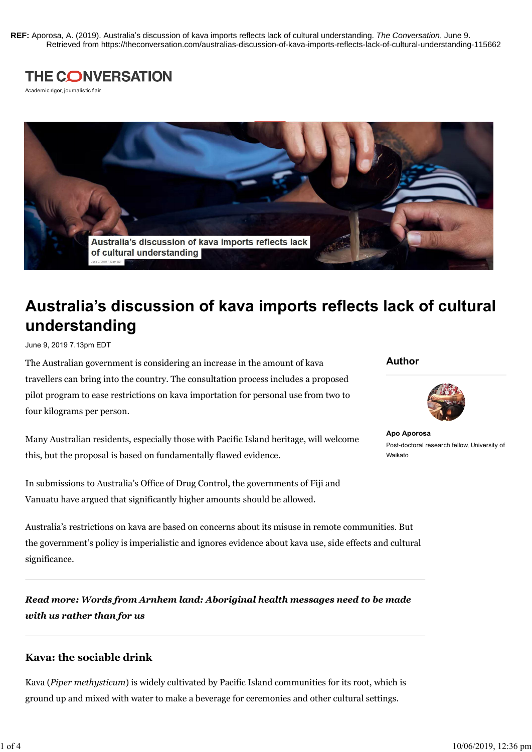**REF:** Aporosa, A. (2019). Australia's discussion of kava imports reflects lack of cultural understanding. *The Conversation*, June 9. Retrieved from https://theconversation.com/australias-discussion-of-kava-imports-reflects-lack-of-cultural-understanding-115662

THE CONVERSATION

Academic rigor, journalistic flair

# Australia's discussion of kava imports reflects lack of cultural understanding

June 9, 2019 7.13pm EDT

**Author**

**Apo Aporosa**

Post-doctoral research fellow, University of Waikato

The Australian government is considering an increase in the amount of kava travellers can bring into the country. The consultation process includes a proposed pilot program to ease restrictions on kava importation for personal use from two to four kilograms per person.

Many Australian residents, especially those with Pacific Island heritage, will welcome this, but the proposal is based on fundamentally flawed evidence.

In submissions to Australia's Office of Drug Control, the governments of Fiji and Vanuatu have argued that significantly higher amounts should be allowed.

Australia's restrictions on kava are based on concerns about its misuse in remote communities. But the government's policy is imperialistic and ignores evidence about kava use, side effects and cultural significance.

***Read more: Words from Arnhem land: Aboriginal health messages need to be made with us rather than for us***

## Kava: the sociable drink

Kava (*Piper methysticum*) is widely cultivated by Pacific Island communities for its root, which is ground up and mixed with water to make a beverage for ceremonies and other cultural settings.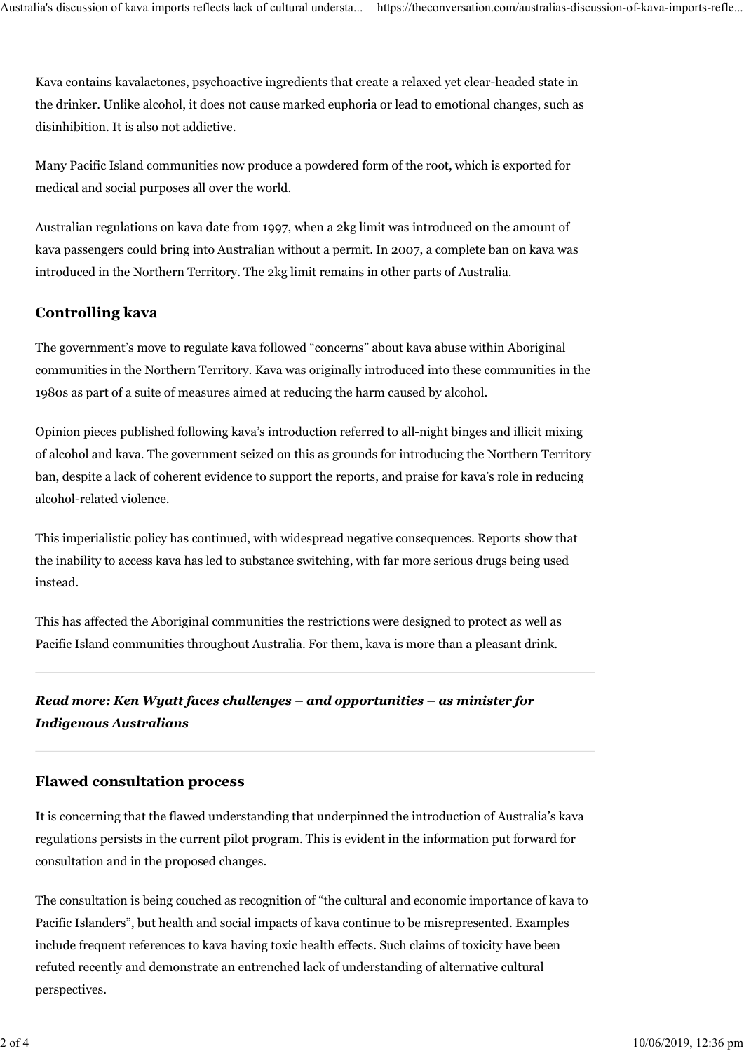Kava contains kavalactones, psychoactive ingredients that create a relaxed yet clear-headed state in the drinker. Unlike alcohol, it does not cause marked euphoria or lead to emotional changes, such as disinhibition. It is also not addictive.

Many Pacific Island communities now produce a powdered form of the root, which is exported for medical and social purposes all over the world.

Australian regulations on kava date from 1997, when a 2kg limit was introduced on the amount of kava passengers could bring into Australian without a permit. In 2007, a complete ban on kava was introduced in the Northern Territory. The 2kg limit remains in other parts of Australia.

## Controlling kava

The government's move to regulate kava followed "concerns" about kava abuse within Aboriginal communities in the Northern Territory. Kava was originally introduced into these communities in the 1980s as part of a suite of measures aimed at reducing the harm caused by alcohol.

Opinion pieces published following kava's introduction referred to all-night binges and illicit mixing of alcohol and kava. The government seized on this as grounds for introducing the Northern Territory ban, despite a lack of coherent evidence to support the reports, and praise for kava's role in reducing alcohol-related violence.

This imperialistic policy has continued, with widespread negative consequences. Reports show that the inability to access kava has led to substance switching, with far more serious drugs being used instead.

This has affected the Aboriginal communities the restrictions were designed to protect as well as Pacific Island communities throughout Australia. For them, kava is more than a pleasant drink.

***Read more: Ken Wyatt faces challenges – and opportunities – as minister for Indigenous Australians***

## Flawed consultation process

It is concerning that the flawed understanding that underpinned the introduction of Australia's kava regulations persists in the current pilot program. This is evident in the information put forward for consultation and in the proposed changes.

The consultation is being couched as recognition of "the cultural and economic importance of kava to Pacific Islanders", but health and social impacts of kava continue to be misrepresented. Examples include frequent references to kava having toxic health effects. Such claims of toxicity have been refuted recently and demonstrate an entrenched lack of understanding of alternative cultural perspectives.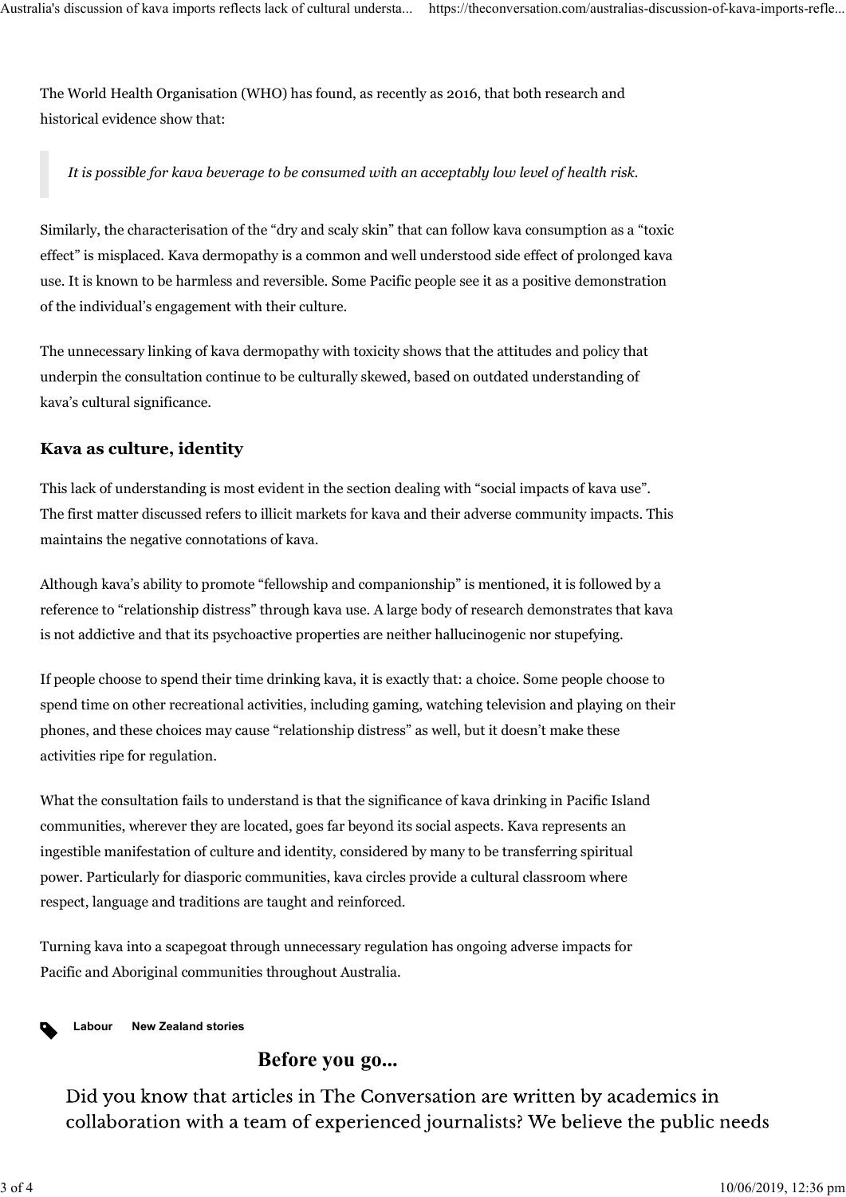The World Health Organisation (WHO) has found, as recently as 2016, that both research and historical evidence show that:

> *It is possible for kava beverage to be consumed with an acceptably low level of health risk.*

Similarly, the characterisation of the "dry and scaly skin" that can follow kava consumption as a "toxic effect" is misplaced. Kava dermopathy is a common and well understood side effect of prolonged kava use. It is known to be harmless and reversible. Some Pacific people see it as a positive demonstration of the individual's engagement with their culture.

The unnecessary linking of kava dermopathy with toxicity shows that the attitudes and policy that underpin the consultation continue to be culturally skewed, based on outdated understanding of kava's cultural significance.

## Kava as culture, identity

This lack of understanding is most evident in the section dealing with "social impacts of kava use". The first matter discussed refers to illicit markets for kava and their adverse community impacts. This maintains the negative connotations of kava.

Although kava's ability to promote "fellowship and companionship" is mentioned, it is followed by a reference to "relationship distress" through kava use. A large body of research demonstrates that kava is not addictive and that its psychoactive properties are neither hallucinogenic nor stupefying.

If people choose to spend their time drinking kava, it is exactly that: a choice. Some people choose to spend time on other recreational activities, including gaming, watching television and playing on their phones, and these choices may cause "relationship distress" as well, but it doesn't make these activities ripe for regulation.

What the consultation fails to understand is that the significance of kava drinking in Pacific Island communities, wherever they are located, goes far beyond its social aspects. Kava represents an ingestible manifestation of culture and identity, considered by many to be transferring spiritual power. Particularly for diasporic communities, kava circles provide a cultural classroom where respect, language and traditions are taught and reinforced.

Turning kava into a scapegoat through unnecessary regulation has ongoing adverse impacts for Pacific and Aboriginal communities throughout Australia.

**Labour** **New Zealand stories**

## Before you go...

Did you know that articles in The Conversation are written by academics in collaboration with a team of experienced journalists? We believe the public needs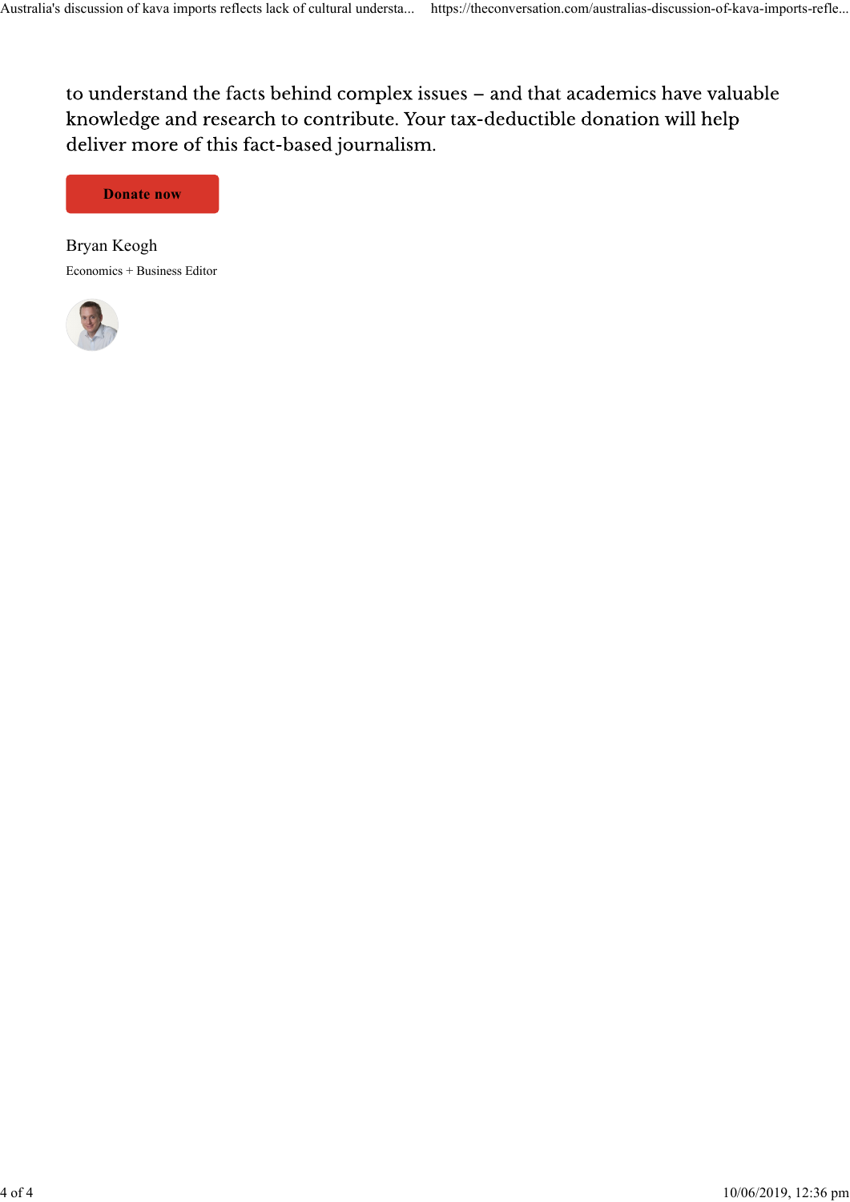to understand the facts behind complex issues – and that academics have valuable knowledge and research to contribute. Your tax-deductible donation will help deliver more of this fact-based journalism.

**Donate now**

Bryan Keogh

Economics + Business Editor